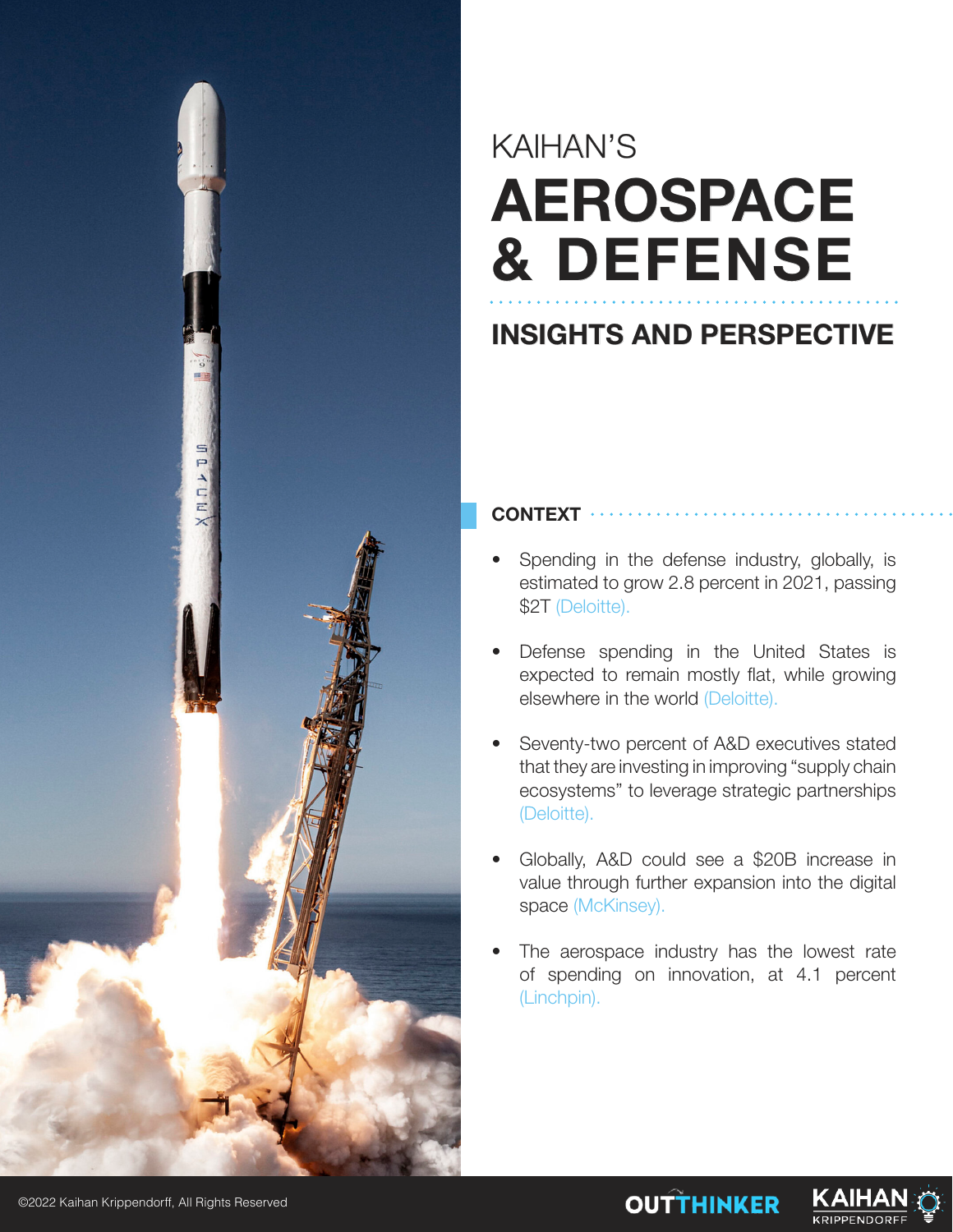KAIHAN'S

# AEROSPACE & DEFENSE

## INSIGHTS AND PERSPECTIVE

### CONTEXT

- Spending in the defense industry, globally, is estimated to grow 2.8 percent in 2021, passing $2T (Deloitte).
- Defense spending in the United States is expected to remain mostly flat, while growing elsewhere in the world (Deloitte).
- Seventy-two percent of A&D executives stated that they are investing in improving "supply chain ecosystems" to leverage strategic partnerships (Deloitte).
- Globally, A&D could see a $20B increase in value through further expansion into the digital space (McKinsey).
- The aerospace industry has the lowest rate of spending on innovation, at 4.1 percent (Linchpin).

©2022 Kaihan Krippendorff, All Rights Reserved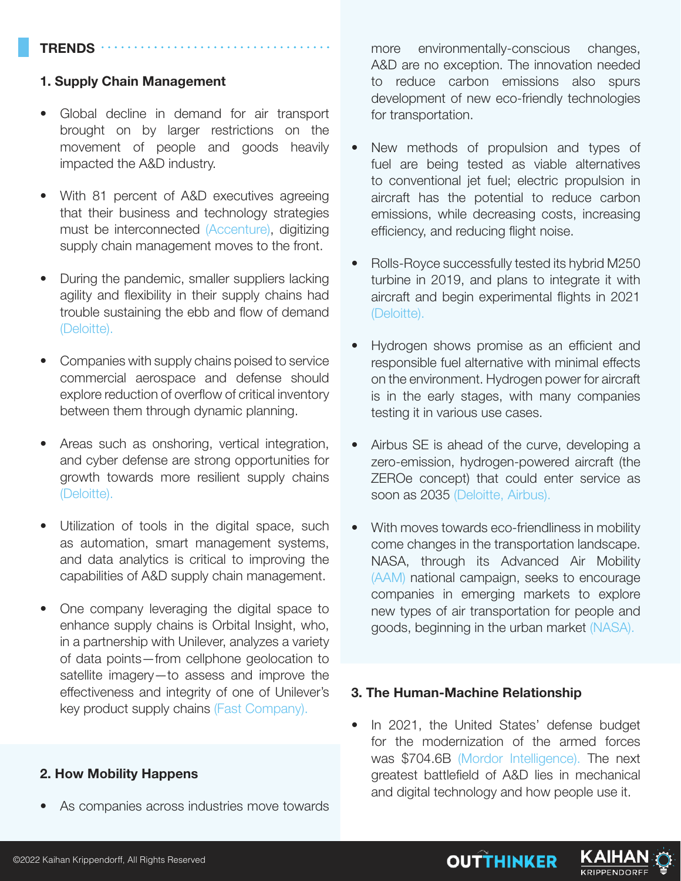## TRENDS

### 1. Supply Chain Management

- Global decline in demand for air transport brought on by larger restrictions on the movement of people and goods heavily impacted the A&D industry.
- With 81 percent of A&D executives agreeing that their business and technology strategies must be interconnected (Accenture), digitizing supply chain management moves to the front.
- During the pandemic, smaller suppliers lacking agility and flexibility in their supply chains had trouble sustaining the ebb and flow of demand (Deloitte).
- Companies with supply chains poised to service commercial aerospace and defense should explore reduction of overflow of critical inventory between them through dynamic planning.
- Areas such as onshoring, vertical integration, and cyber defense are strong opportunities for growth towards more resilient supply chains (Deloitte).
- Utilization of tools in the digital space, such as automation, smart management systems, and data analytics is critical to improving the capabilities of A&D supply chain management.
- One company leveraging the digital space to enhance supply chains is Orbital Insight, who, in a partnership with Unilever, analyzes a variety of data points—from cellphone geolocation to satellite imagery—to assess and improve the effectiveness and integrity of one of Unilever's key product supply chains (Fast Company).

### 2. How Mobility Happens

- As companies across industries move towards more environmentally-conscious changes, A&D are no exception. The innovation needed to reduce carbon emissions also spurs development of new eco-friendly technologies for transportation.
- New methods of propulsion and types of fuel are being tested as viable alternatives to conventional jet fuel; electric propulsion in aircraft has the potential to reduce carbon emissions, while decreasing costs, increasing efficiency, and reducing flight noise.
- Rolls-Royce successfully tested its hybrid M250 turbine in 2019, and plans to integrate it with aircraft and begin experimental flights in 2021 (Deloitte).
- Hydrogen shows promise as an efficient and responsible fuel alternative with minimal effects on the environment. Hydrogen power for aircraft is in the early stages, with many companies testing it in various use cases.
- Airbus SE is ahead of the curve, developing a zero-emission, hydrogen-powered aircraft (the ZEROe concept) that could enter service as soon as 2035 (Deloitte, Airbus).
- With moves towards eco-friendliness in mobility come changes in the transportation landscape. NASA, through its Advanced Air Mobility (AAM) national campaign, seeks to encourage companies in emerging markets to explore new types of air transportation for people and goods, beginning in the urban market (NASA).

### 3. The Human-Machine Relationship

- In 2021, the United States' defense budget for the modernization of the armed forces was $704.6B (Mordor Intelligence). The next greatest battlefield of A&D lies in mechanical and digital technology and how people use it.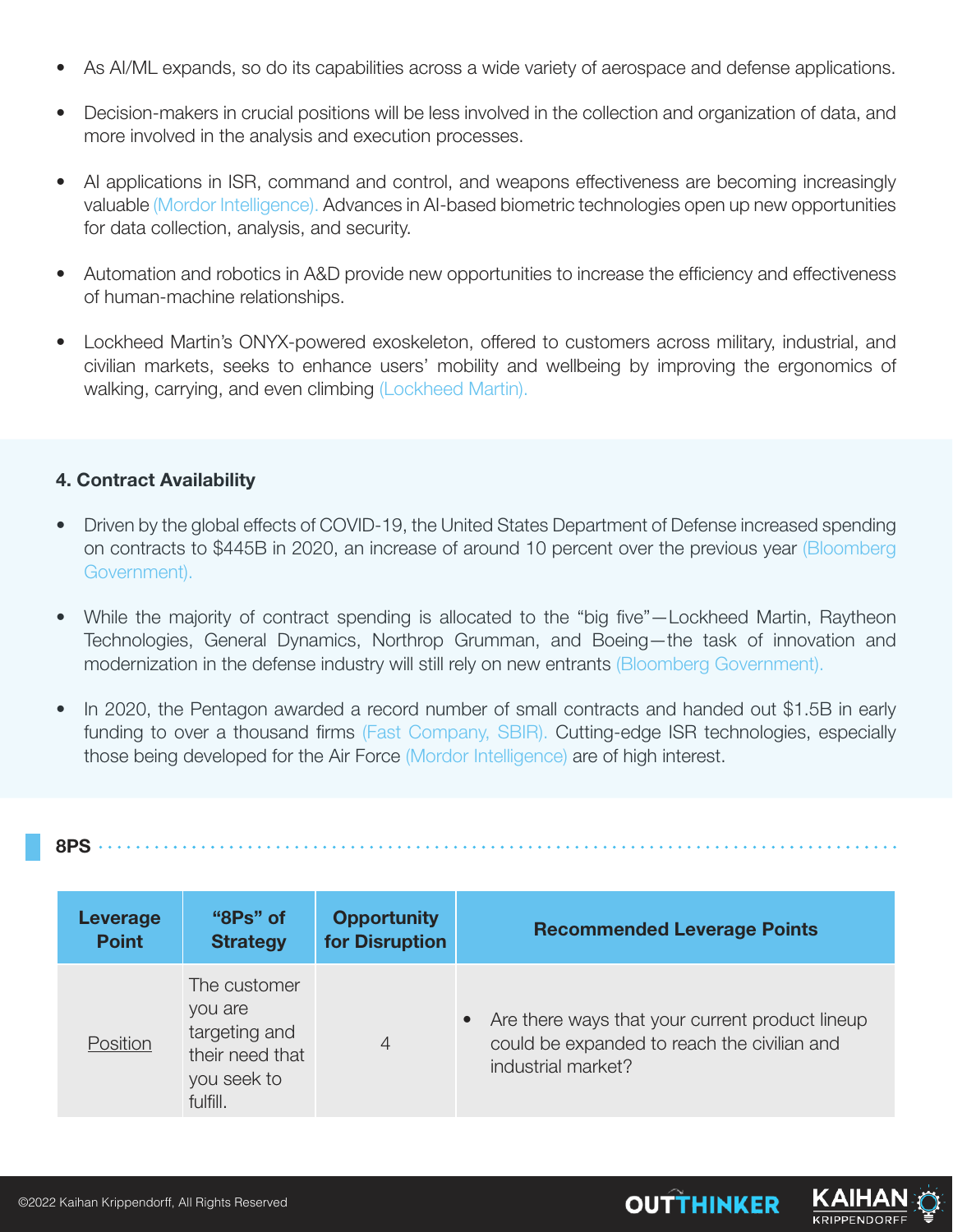- As AI/ML expands, so do its capabilities across a wide variety of aerospace and defense applications.
- Decision-makers in crucial positions will be less involved in the collection and organization of data, and more involved in the analysis and execution processes.
- AI applications in ISR, command and control, and weapons effectiveness are becoming increasingly valuable (Mordor Intelligence). Advances in AI-based biometric technologies open up new opportunities for data collection, analysis, and security.
- Automation and robotics in A&D provide new opportunities to increase the efficiency and effectiveness of human-machine relationships.
- Lockheed Martin's ONYX-powered exoskeleton, offered to customers across military, industrial, and civilian markets, seeks to enhance users' mobility and wellbeing by improving the ergonomics of walking, carrying, and even climbing (Lockheed Martin).

### 4. Contract Availability

- Driven by the global effects of COVID-19, the United States Department of Defense increased spending on contracts to $445B in 2020, an increase of around 10 percent over the previous year (Bloomberg Government).
- While the majority of contract spending is allocated to the "big five"—Lockheed Martin, Raytheon Technologies, General Dynamics, Northrop Grumman, and Boeing—the task of innovation and modernization in the defense industry will still rely on new entrants (Bloomberg Government).
- In 2020, the Pentagon awarded a record number of small contracts and handed out $1.5B in early funding to over a thousand firms (Fast Company, SBIR). Cutting-edge ISR technologies, especially those being developed for the Air Force (Mordor Intelligence) are of high interest.

## 8PS

| Leverage Point | "8Ps" of Strategy | Opportunity for Disruption | Recommended Leverage Points |
|---|---|---|---|
| Position | The customer you are targeting and their need that you seek to fulfill. | 4 | • Are there ways that your current product lineup could be expanded to reach the civilian and industrial market? |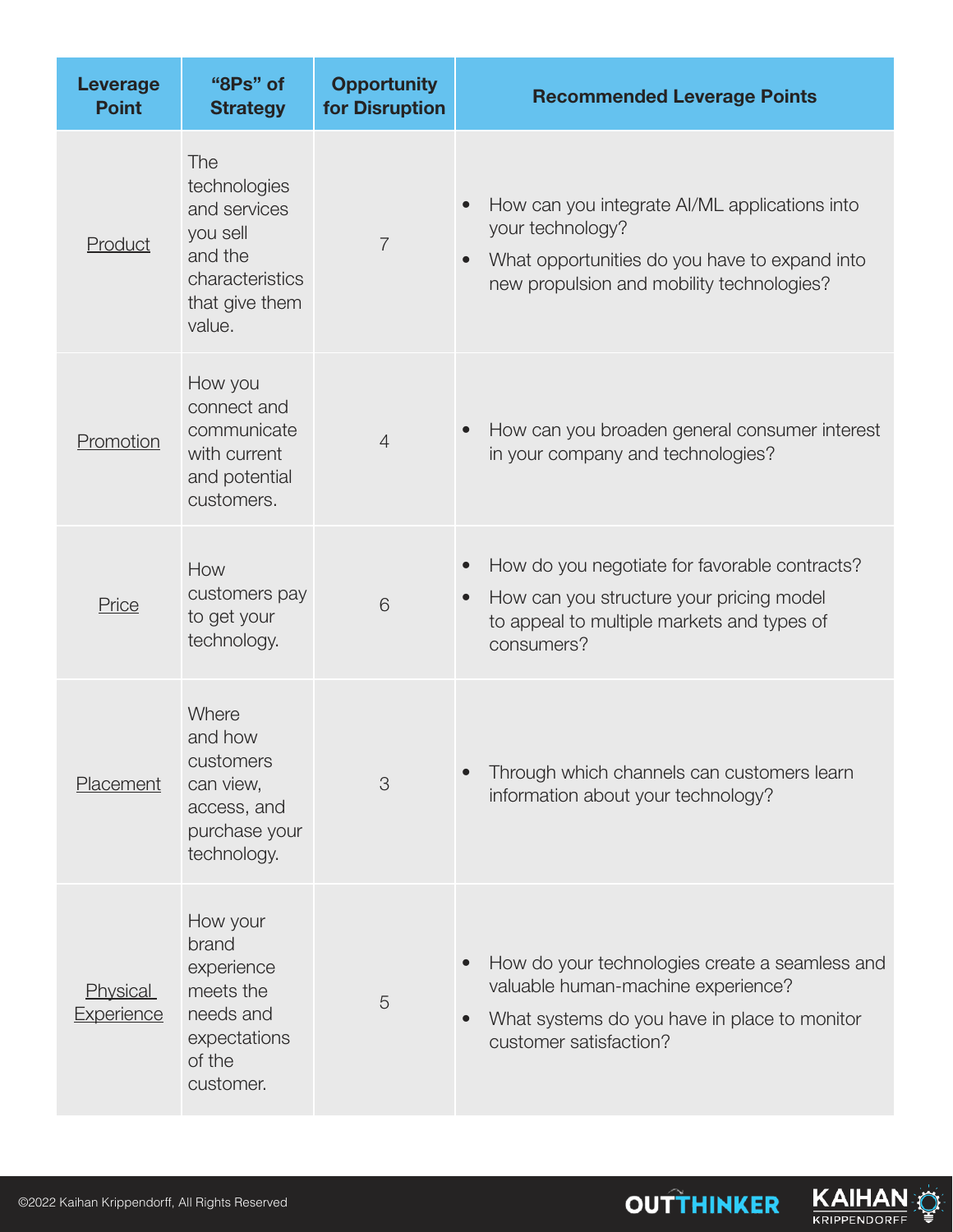| Leverage Point | "8Ps" of Strategy | Opportunity for Disruption | Recommended Leverage Points |
| --- | --- | --- | --- |
| Product | The technologies and services you sell and the characteristics that give them value. | 7 | • How can you integrate AI/ML applications into your technology?<br>• What opportunities do you have to expand into new propulsion and mobility technologies? |
| Promotion | How you connect and communicate with current and potential customers. | 4 | • How can you broaden general consumer interest in your company and technologies? |
| Price | How customers pay to get your technology. | 6 | • How do you negotiate for favorable contracts?<br>• How can you structure your pricing model to appeal to multiple markets and types of consumers? |
| Placement | Where and how customers can view, access, and purchase your technology. | 3 | • Through which channels can customers learn information about your technology? |
| Physical Experience | How your brand experience meets the needs and expectations of the customer. | 5 | • How do your technologies create a seamless and valuable human-machine experience?<br>• What systems do you have in place to monitor customer satisfaction? |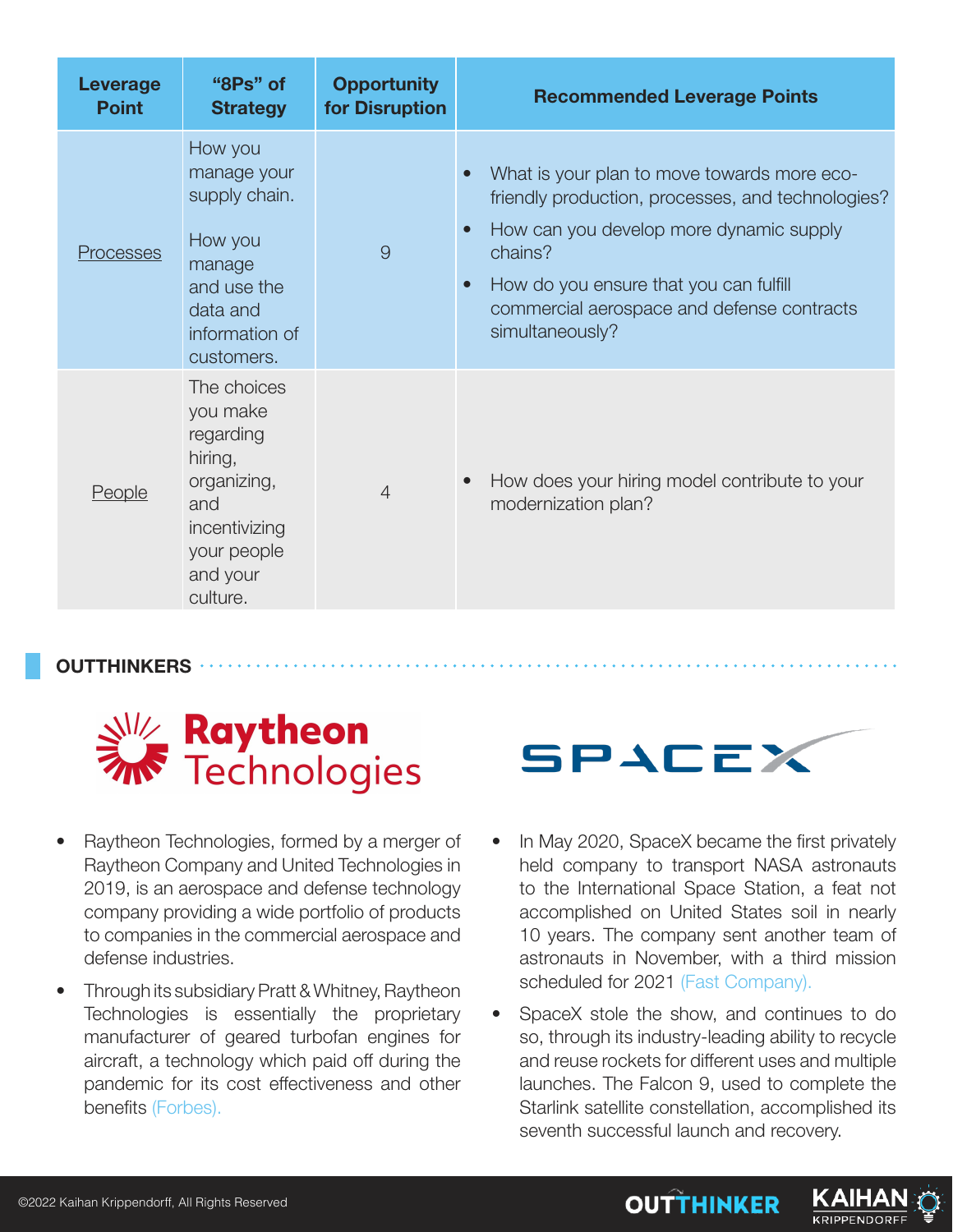| Leverage Point | "8Ps" of Strategy | Opportunity for Disruption | Recommended Leverage Points |
|---|---|---|---|
| Processes | How you manage your supply chain.<br><br>How you manage and use the data and information of customers. | 9 | • What is your plan to move towards more eco-friendly production, processes, and technologies?<br>• How can you develop more dynamic supply chains?<br>• How do you ensure that you can fulfill commercial aerospace and defense contracts simultaneously? |
| People | The choices you make regarding hiring, organizing, and incentivizing your people and your culture. | 4 | • How does your hiring model contribute to your modernization plan? |

## OUTTHINKERS

**Raytheon Technologies**

- Raytheon Technologies, formed by a merger of Raytheon Company and United Technologies in 2019, is an aerospace and defense technology company providing a wide portfolio of products to companies in the commercial aerospace and defense industries.
- Through its subsidiary Pratt & Whitney, Raytheon Technologies is essentially the proprietary manufacturer of geared turbofan engines for aircraft, a technology which paid off during the pandemic for its cost effectiveness and other benefits (Forbes).

**SPACEX**

- In May 2020, SpaceX became the first privately held company to transport NASA astronauts to the International Space Station, a feat not accomplished on United States soil in nearly 10 years. The company sent another team of astronauts in November, with a third mission scheduled for 2021 (Fast Company).
- SpaceX stole the show, and continues to do so, through its industry-leading ability to recycle and reuse rockets for different uses and multiple launches. The Falcon 9, used to complete the Starlink satellite constellation, accomplished its seventh successful launch and recovery.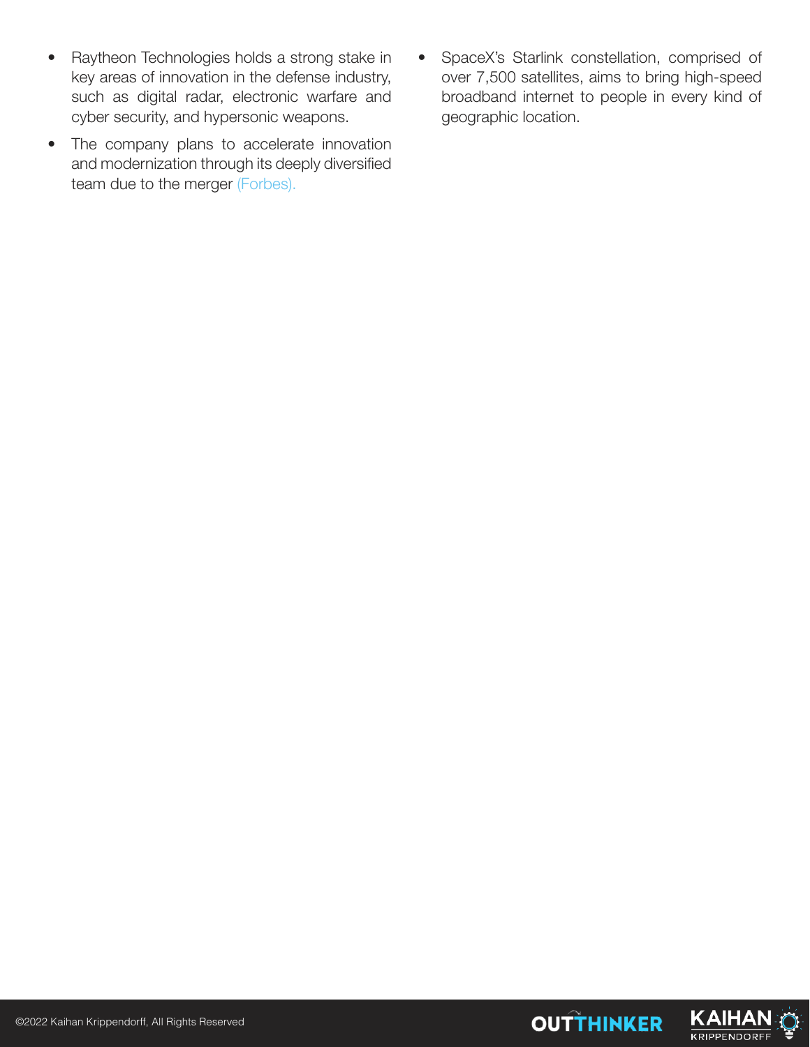- Raytheon Technologies holds a strong stake in key areas of innovation in the defense industry, such as digital radar, electronic warfare and cyber security, and hypersonic weapons.
- The company plans to accelerate innovation and modernization through its deeply diversified team due to the merger (Forbes).
- SpaceX's Starlink constellation, comprised of over 7,500 satellites, aims to bring high-speed broadband internet to people in every kind of geographic location.